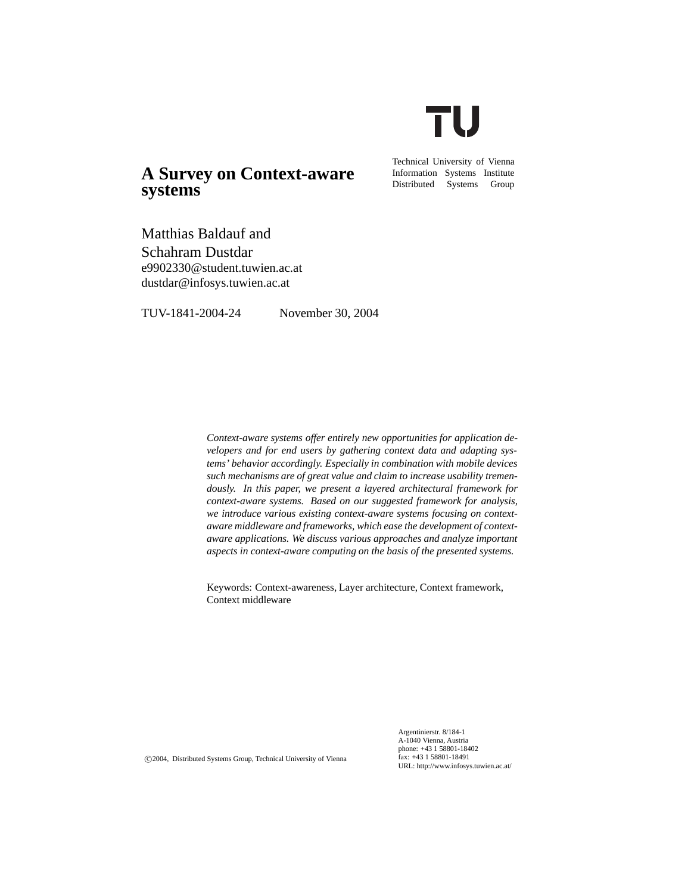TU

Technical University of Vienna
Information Systems Institute
Distributed Systems Group

# A Survey on Context-aware systems

Matthias Baldauf and
Schahram Dustdar
e9902330@student.tuwien.ac.at
dustdar@infosys.tuwien.ac.at

TUV-1841-2004-24    November 30, 2004

*Context-aware systems offer entirely new opportunities for application developers and for end users by gathering context data and adapting systems' behavior accordingly. Especially in combination with mobile devices such mechanisms are of great value and claim to increase usability tremendously. In this paper, we present a layered architectural framework for context-aware systems. Based on our suggested framework for analysis, we introduce various existing context-aware systems focusing on context-aware middleware and frameworks, which ease the development of context-aware applications. We discuss various approaches and analyze important aspects in context-aware computing on the basis of the presented systems.*

Keywords: Context-awareness, Layer architecture, Context framework, Context middleware

©2004, Distributed Systems Group, Technical University of Vienna

Argentinierstr. 8/184-1
A-1040 Vienna, Austria
phone: +43 1 58801-18402
fax: +43 1 58801-18491
URL: http://www.infosys.tuwien.ac.at/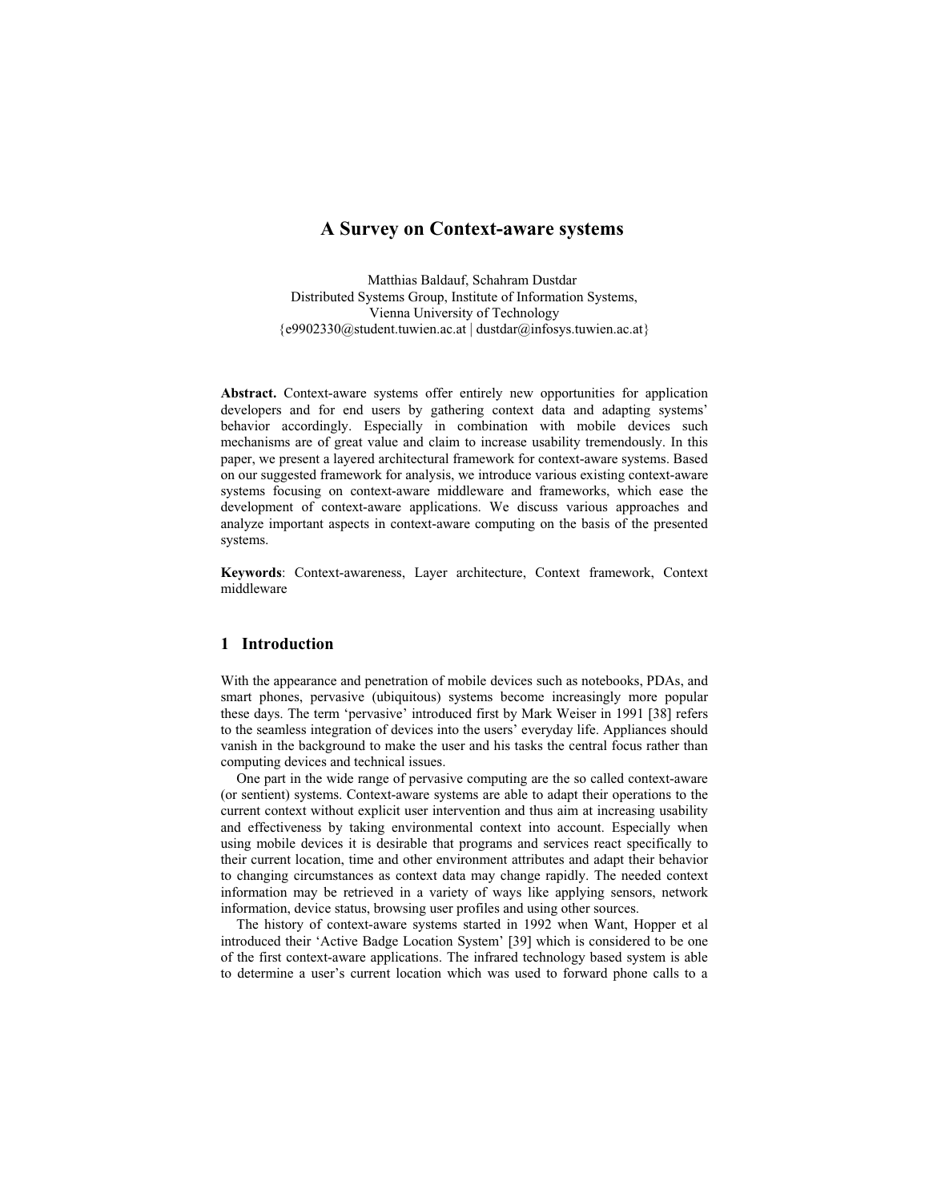# A Survey on Context-aware systems

Matthias Baldauf, Schahram Dustdar
Distributed Systems Group, Institute of Information Systems,
Vienna University of Technology
{e9902330@student.tuwien.ac.at | dustdar@infosys.tuwien.ac.at}

**Abstract.** Context-aware systems offer entirely new opportunities for application developers and for end users by gathering context data and adapting systems' behavior accordingly. Especially in combination with mobile devices such mechanisms are of great value and claim to increase usability tremendously. In this paper, we present a layered architectural framework for context-aware systems. Based on our suggested framework for analysis, we introduce various existing context-aware systems focusing on context-aware middleware and frameworks, which ease the development of context-aware applications. We discuss various approaches and analyze important aspects in context-aware computing on the basis of the presented systems.

**Keywords**: Context-awareness, Layer architecture, Context framework, Context middleware

## 1 Introduction

With the appearance and penetration of mobile devices such as notebooks, PDAs, and smart phones, pervasive (ubiquitous) systems become increasingly more popular these days. The term 'pervasive' introduced first by Mark Weiser in 1991 [38] refers to the seamless integration of devices into the users' everyday life. Appliances should vanish in the background to make the user and his tasks the central focus rather than computing devices and technical issues.

One part in the wide range of pervasive computing are the so called context-aware (or sentient) systems. Context-aware systems are able to adapt their operations to the current context without explicit user intervention and thus aim at increasing usability and effectiveness by taking environmental context into account. Especially when using mobile devices it is desirable that programs and services react specifically to their current location, time and other environment attributes and adapt their behavior to changing circumstances as context data may change rapidly. The needed context information may be retrieved in a variety of ways like applying sensors, network information, device status, browsing user profiles and using other sources.

The history of context-aware systems started in 1992 when Want, Hopper et al introduced their 'Active Badge Location System' [39] which is considered to be one of the first context-aware applications. The infrared technology based system is able to determine a user's current location which was used to forward phone calls to a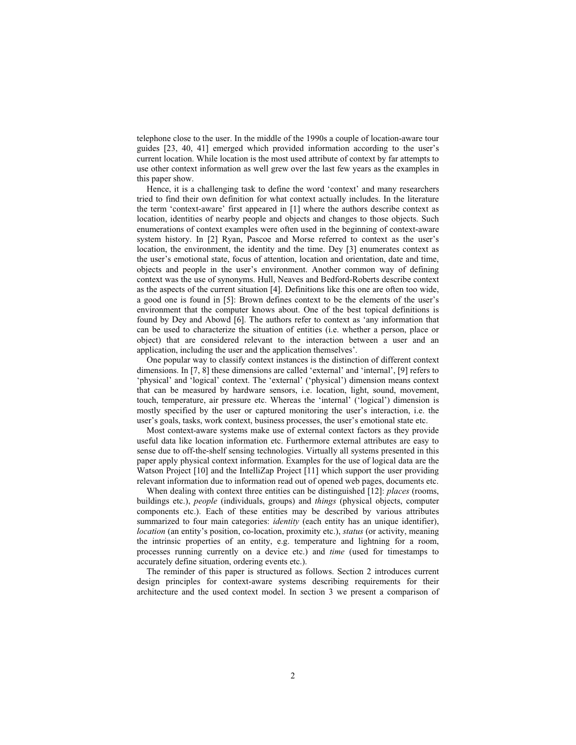telephone close to the user. In the middle of the 1990s a couple of location-aware tour guides [23, 40, 41] emerged which provided information according to the user's current location. While location is the most used attribute of context by far attempts to use other context information as well grew over the last few years as the examples in this paper show.

Hence, it is a challenging task to define the word 'context' and many researchers tried to find their own definition for what context actually includes. In the literature the term 'context-aware' first appeared in [1] where the authors describe context as location, identities of nearby people and objects and changes to those objects. Such enumerations of context examples were often used in the beginning of context-aware system history. In [2] Ryan, Pascoe and Morse referred to context as the user's location, the environment, the identity and the time. Dey [3] enumerates context as the user's emotional state, focus of attention, location and orientation, date and time, objects and people in the user's environment. Another common way of defining context was the use of synonyms. Hull, Neaves and Bedford-Roberts describe context as the aspects of the current situation [4]. Definitions like this one are often too wide, a good one is found in [5]: Brown defines context to be the elements of the user's environment that the computer knows about. One of the best topical definitions is found by Dey and Abowd [6]. The authors refer to context as 'any information that can be used to characterize the situation of entities (i.e. whether a person, place or object) that are considered relevant to the interaction between a user and an application, including the user and the application themselves'.

One popular way to classify context instances is the distinction of different context dimensions. In [7, 8] these dimensions are called 'external' and 'internal', [9] refers to 'physical' and 'logical' context. The 'external' ('physical') dimension means context that can be measured by hardware sensors, i.e. location, light, sound, movement, touch, temperature, air pressure etc. Whereas the 'internal' ('logical') dimension is mostly specified by the user or captured monitoring the user's interaction, i.e. the user's goals, tasks, work context, business processes, the user's emotional state etc.

Most context-aware systems make use of external context factors as they provide useful data like location information etc. Furthermore external attributes are easy to sense due to off-the-shelf sensing technologies. Virtually all systems presented in this paper apply physical context information. Examples for the use of logical data are the Watson Project [10] and the IntelliZap Project [11] which support the user providing relevant information due to information read out of opened web pages, documents etc.

When dealing with context three entities can be distinguished [12]: *places* (rooms, buildings etc.), *people* (individuals, groups) and *things* (physical objects, computer components etc.). Each of these entities may be described by various attributes summarized to four main categories: *identity* (each entity has an unique identifier), *location* (an entity's position, co-location, proximity etc.), *status* (or activity, meaning the intrinsic properties of an entity, e.g. temperature and lightning for a room, processes running currently on a device etc.) and *time* (used for timestamps to accurately define situation, ordering events etc.).

The reminder of this paper is structured as follows. Section 2 introduces current design principles for context-aware systems describing requirements for their architecture and the used context model. In section 3 we present a comparison of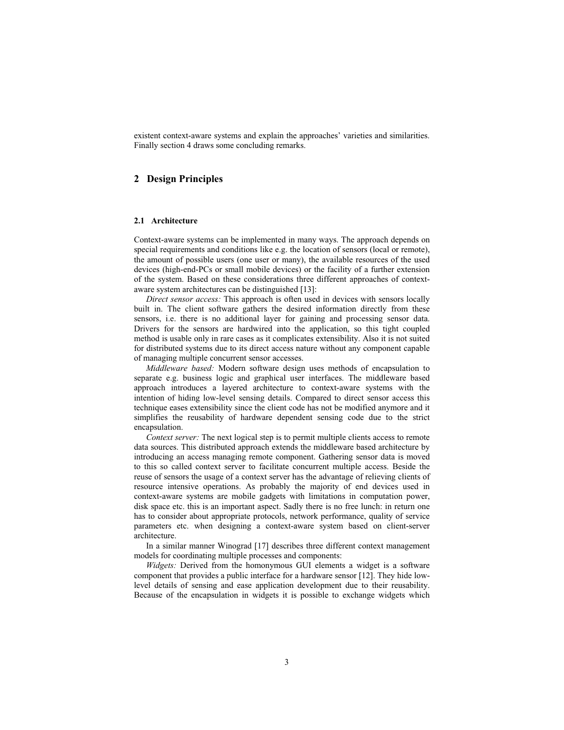existent context-aware systems and explain the approaches' varieties and similarities. Finally section 4 draws some concluding remarks.

## 2 Design Principles

### 2.1 Architecture

Context-aware systems can be implemented in many ways. The approach depends on special requirements and conditions like e.g. the location of sensors (local or remote), the amount of possible users (one user or many), the available resources of the used devices (high-end-PCs or small mobile devices) or the facility of a further extension of the system. Based on these considerations three different approaches of context-aware system architectures can be distinguished [13]:

*Direct sensor access:* This approach is often used in devices with sensors locally built in. The client software gathers the desired information directly from these sensors, i.e. there is no additional layer for gaining and processing sensor data. Drivers for the sensors are hardwired into the application, so this tight coupled method is usable only in rare cases as it complicates extensibility. Also it is not suited for distributed systems due to its direct access nature without any component capable of managing multiple concurrent sensor accesses.

*Middleware based:* Modern software design uses methods of encapsulation to separate e.g. business logic and graphical user interfaces. The middleware based approach introduces a layered architecture to context-aware systems with the intention of hiding low-level sensing details. Compared to direct sensor access this technique eases extensibility since the client code has not be modified anymore and it simplifies the reusability of hardware dependent sensing code due to the strict encapsulation.

*Context server:* The next logical step is to permit multiple clients access to remote data sources. This distributed approach extends the middleware based architecture by introducing an access managing remote component. Gathering sensor data is moved to this so called context server to facilitate concurrent multiple access. Beside the reuse of sensors the usage of a context server has the advantage of relieving clients of resource intensive operations. As probably the majority of end devices used in context-aware systems are mobile gadgets with limitations in computation power, disk space etc. this is an important aspect. Sadly there is no free lunch: in return one has to consider about appropriate protocols, network performance, quality of service parameters etc. when designing a context-aware system based on client-server architecture.

In a similar manner Winograd [17] describes three different context management models for coordinating multiple processes and components:

*Widgets:* Derived from the homonymous GUI elements a widget is a software component that provides a public interface for a hardware sensor [12]. They hide low-level details of sensing and ease application development due to their reusability. Because of the encapsulation in widgets it is possible to exchange widgets which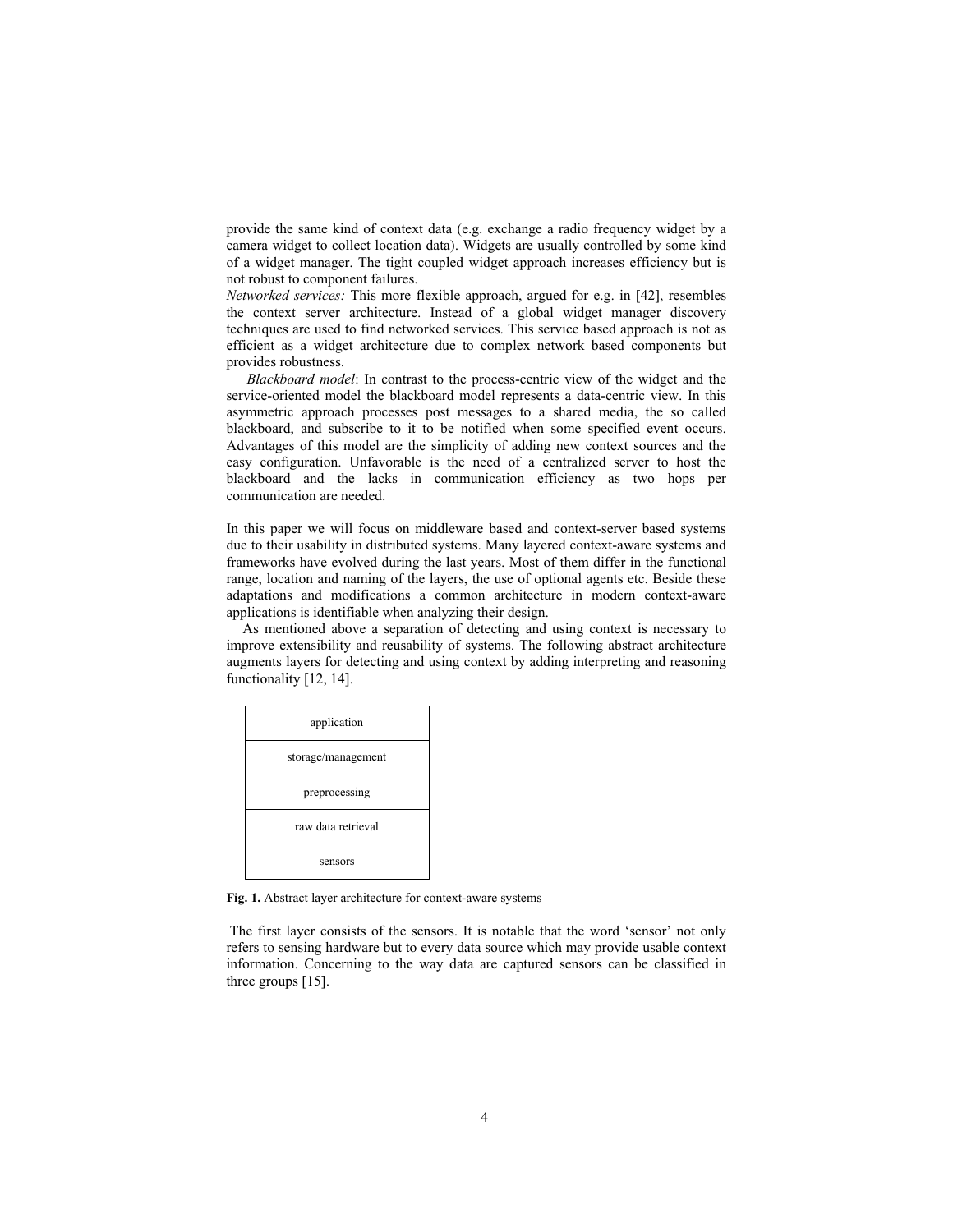provide the same kind of context data (e.g. exchange a radio frequency widget by a camera widget to collect location data). Widgets are usually controlled by some kind of a widget manager. The tight coupled widget approach increases efficiency but is not robust to component failures.

*Networked services:* This more flexible approach, argued for e.g. in [42], resembles the context server architecture. Instead of a global widget manager discovery techniques are used to find networked services. This service based approach is not as efficient as a widget architecture due to complex network based components but provides robustness.

*Blackboard model*: In contrast to the process-centric view of the widget and the service-oriented model the blackboard model represents a data-centric view. In this asymmetric approach processes post messages to a shared media, the so called blackboard, and subscribe to it to be notified when some specified event occurs. Advantages of this model are the simplicity of adding new context sources and the easy configuration. Unfavorable is the need of a centralized server to host the blackboard and the lacks in communication efficiency as two hops per communication are needed.

In this paper we will focus on middleware based and context-server based systems due to their usability in distributed systems. Many layered context-aware systems and frameworks have evolved during the last years. Most of them differ in the functional range, location and naming of the layers, the use of optional agents etc. Beside these adaptations and modifications a common architecture in modern context-aware applications is identifiable when analyzing their design.

As mentioned above a separation of detecting and using context is necessary to improve extensibility and reusability of systems. The following abstract architecture augments layers for detecting and using context by adding interpreting and reasoning functionality [12, 14].

| application |
|---|
| storage/management |
| preprocessing |
| raw data retrieval |
| sensors |

**Fig. 1.** Abstract layer architecture for context-aware systems

The first layer consists of the sensors. It is notable that the word 'sensor' not only refers to sensing hardware but to every data source which may provide usable context information. Concerning to the way data are captured sensors can be classified in three groups [15].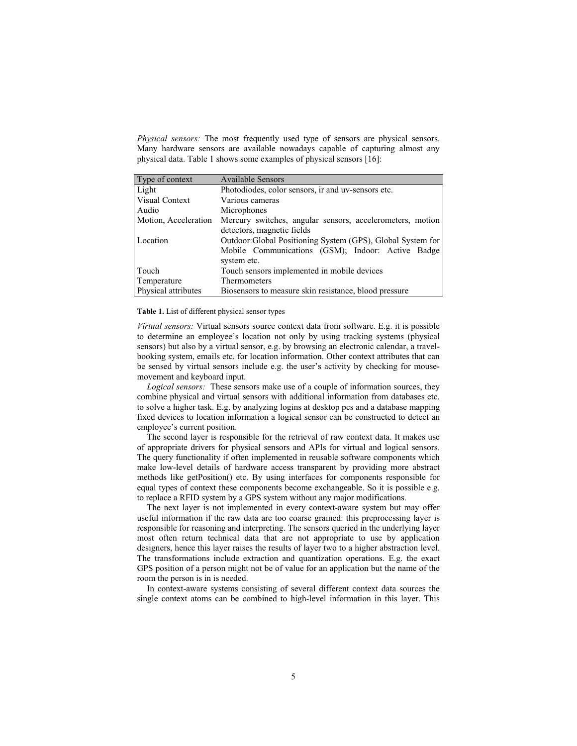*Physical sensors:* The most frequently used type of sensors are physical sensors. Many hardware sensors are available nowadays capable of capturing almost any physical data. Table 1 shows some examples of physical sensors [16]:

| Type of context | Available Sensors |
|---|---|
| Light | Photodiodes, color sensors, ir and uv-sensors etc. |
| Visual Context | Various cameras |
| Audio | Microphones |
| Motion, Acceleration | Mercury switches, angular sensors, accelerometers, motion detectors, magnetic fields |
| Location | Outdoor:Global Positioning System (GPS), Global System for Mobile Communications (GSM); Indoor: Active Badge system etc. |
| Touch | Touch sensors implemented in mobile devices |
| Temperature | Thermometers |
| Physical attributes | Biosensors to measure skin resistance, blood pressure |

**Table 1.** List of different physical sensor types

*Virtual sensors:* Virtual sensors source context data from software. E.g. it is possible to determine an employee's location not only by using tracking systems (physical sensors) but also by a virtual sensor, e.g. by browsing an electronic calendar, a travel-booking system, emails etc. for location information. Other context attributes that can be sensed by virtual sensors include e.g. the user's activity by checking for mouse-movement and keyboard input.

*Logical sensors:* These sensors make use of a couple of information sources, they combine physical and virtual sensors with additional information from databases etc. to solve a higher task. E.g. by analyzing logins at desktop pcs and a database mapping fixed devices to location information a logical sensor can be constructed to detect an employee's current position.

The second layer is responsible for the retrieval of raw context data. It makes use of appropriate drivers for physical sensors and APIs for virtual and logical sensors. The query functionality if often implemented in reusable software components which make low-level details of hardware access transparent by providing more abstract methods like getPosition() etc. By using interfaces for components responsible for equal types of context these components become exchangeable. So it is possible e.g. to replace a RFID system by a GPS system without any major modifications.

The next layer is not implemented in every context-aware system but may offer useful information if the raw data are too coarse grained: this preprocessing layer is responsible for reasoning and interpreting. The sensors queried in the underlying layer most often return technical data that are not appropriate to use by application designers, hence this layer raises the results of layer two to a higher abstraction level. The transformations include extraction and quantization operations. E.g. the exact GPS position of a person might not be of value for an application but the name of the room the person is in is needed.

In context-aware systems consisting of several different context data sources the single context atoms can be combined to high-level information in this layer. This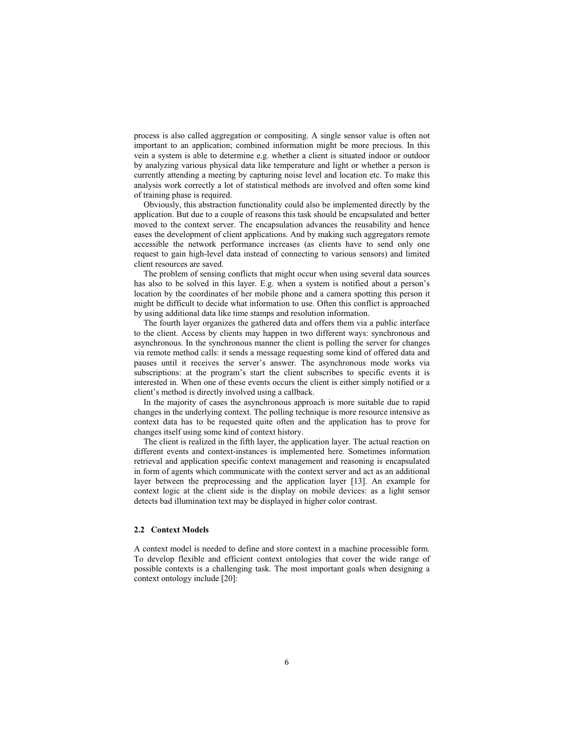process is also called aggregation or compositing. A single sensor value is often not important to an application; combined information might be more precious. In this vein a system is able to determine e.g. whether a client is situated indoor or outdoor by analyzing various physical data like temperature and light or whether a person is currently attending a meeting by capturing noise level and location etc. To make this analysis work correctly a lot of statistical methods are involved and often some kind of training phase is required.

Obviously, this abstraction functionality could also be implemented directly by the application. But due to a couple of reasons this task should be encapsulated and better moved to the context server. The encapsulation advances the reusability and hence eases the development of client applications. And by making such aggregators remote accessible the network performance increases (as clients have to send only one request to gain high-level data instead of connecting to various sensors) and limited client resources are saved.

The problem of sensing conflicts that might occur when using several data sources has also to be solved in this layer. E.g. when a system is notified about a person's location by the coordinates of her mobile phone and a camera spotting this person it might be difficult to decide what information to use. Often this conflict is approached by using additional data like time stamps and resolution information.

The fourth layer organizes the gathered data and offers them via a public interface to the client. Access by clients may happen in two different ways: synchronous and asynchronous. In the synchronous manner the client is polling the server for changes via remote method calls: it sends a message requesting some kind of offered data and pauses until it receives the server's answer. The asynchronous mode works via subscriptions: at the program's start the client subscribes to specific events it is interested in. When one of these events occurs the client is either simply notified or a client's method is directly involved using a callback.

In the majority of cases the asynchronous approach is more suitable due to rapid changes in the underlying context. The polling technique is more resource intensive as context data has to be requested quite often and the application has to prove for changes itself using some kind of context history.

The client is realized in the fifth layer, the application layer. The actual reaction on different events and context-instances is implemented here. Sometimes information retrieval and application specific context management and reasoning is encapsulated in form of agents which communicate with the context server and act as an additional layer between the preprocessing and the application layer [13]. An example for context logic at the client side is the display on mobile devices: as a light sensor detects bad illumination text may be displayed in higher color contrast.

### 2.2 Context Models

A context model is needed to define and store context in a machine processible form. To develop flexible and efficient context ontologies that cover the wide range of possible contexts is a challenging task. The most important goals when designing a context ontology include [20]: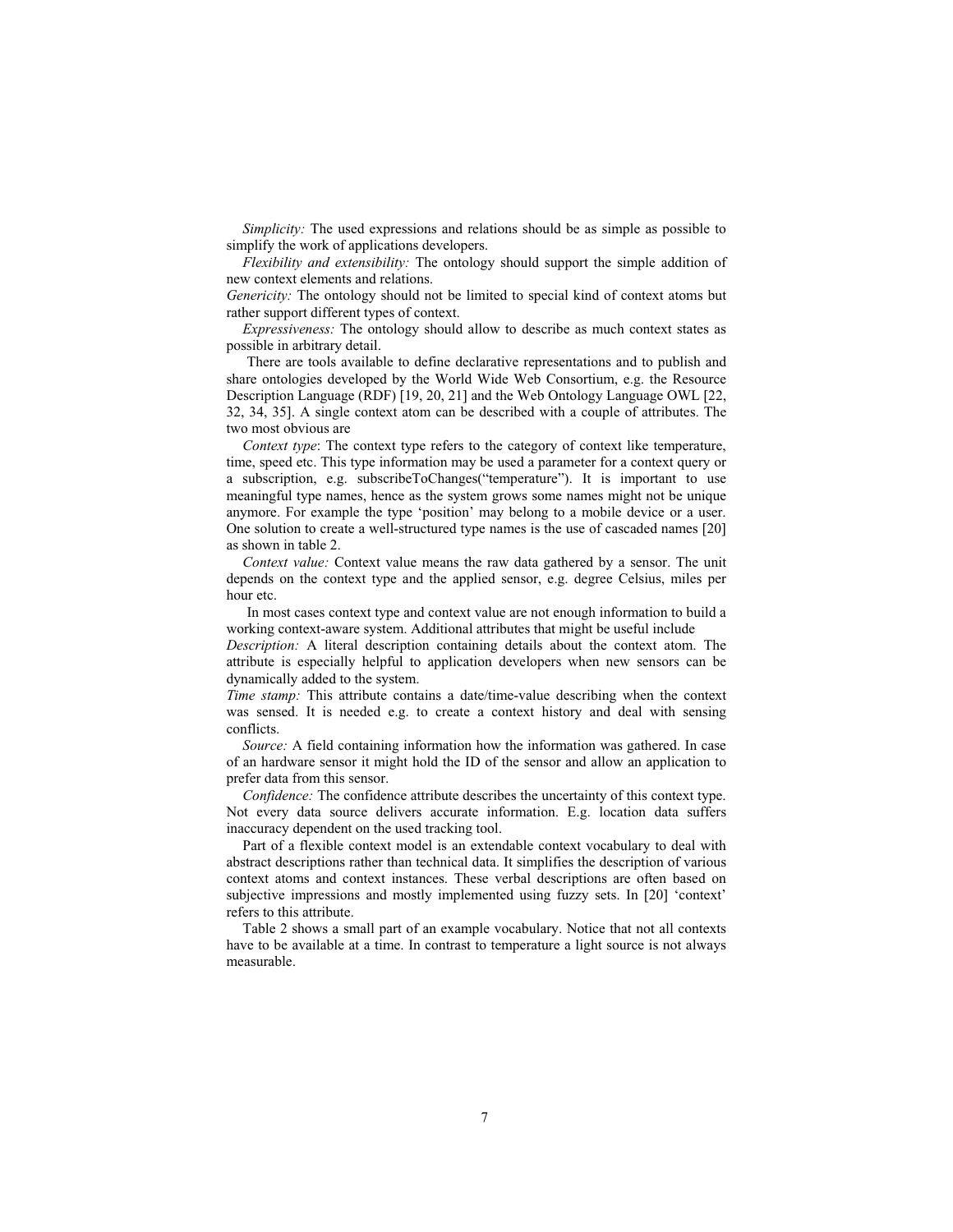*Simplicity:* The used expressions and relations should be as simple as possible to simplify the work of applications developers.

*Flexibility and extensibility:* The ontology should support the simple addition of new context elements and relations.

*Genericity:* The ontology should not be limited to special kind of context atoms but rather support different types of context.

*Expressiveness:* The ontology should allow to describe as much context states as possible in arbitrary detail.

There are tools available to define declarative representations and to publish and share ontologies developed by the World Wide Web Consortium, e.g. the Resource Description Language (RDF) [19, 20, 21] and the Web Ontology Language OWL [22, 32, 34, 35]. A single context atom can be described with a couple of attributes. The two most obvious are

*Context type*: The context type refers to the category of context like temperature, time, speed etc. This type information may be used a parameter for a context query or a subscription, e.g. subscribeToChanges("temperature"). It is important to use meaningful type names, hence as the system grows some names might not be unique anymore. For example the type 'position' may belong to a mobile device or a user. One solution to create a well-structured type names is the use of cascaded names [20] as shown in table 2.

*Context value:* Context value means the raw data gathered by a sensor. The unit depends on the context type and the applied sensor, e.g. degree Celsius, miles per hour etc.

In most cases context type and context value are not enough information to build a working context-aware system. Additional attributes that might be useful include

*Description:* A literal description containing details about the context atom. The attribute is especially helpful to application developers when new sensors can be dynamically added to the system.

*Time stamp:* This attribute contains a date/time-value describing when the context was sensed. It is needed e.g. to create a context history and deal with sensing conflicts.

*Source:* A field containing information how the information was gathered. In case of an hardware sensor it might hold the ID of the sensor and allow an application to prefer data from this sensor.

*Confidence:* The confidence attribute describes the uncertainty of this context type. Not every data source delivers accurate information. E.g. location data suffers inaccuracy dependent on the used tracking tool.

Part of a flexible context model is an extendable context vocabulary to deal with abstract descriptions rather than technical data. It simplifies the description of various context atoms and context instances. These verbal descriptions are often based on subjective impressions and mostly implemented using fuzzy sets. In [20] 'context' refers to this attribute.

Table 2 shows a small part of an example vocabulary. Notice that not all contexts have to be available at a time. In contrast to temperature a light source is not always measurable.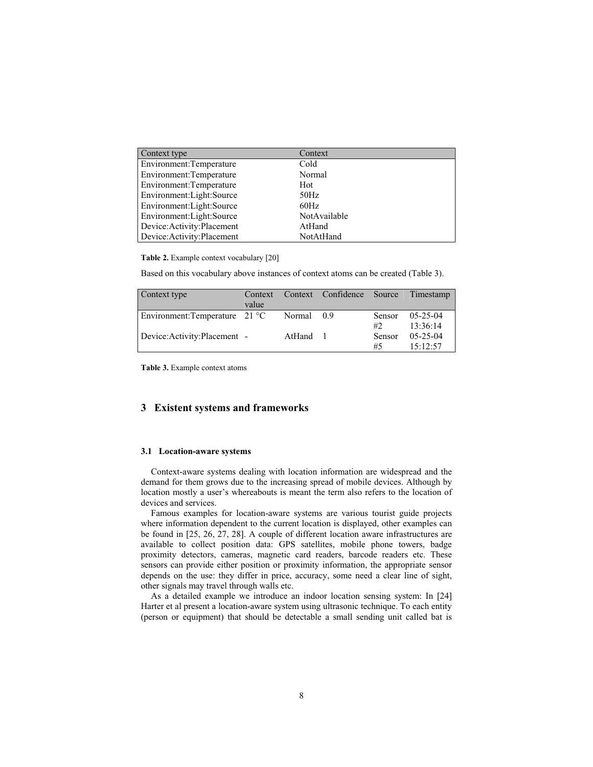| Context type | Context |
| --- | --- |
| Environment:Temperature | Cold |
| Environment:Temperature | Normal |
| Environment:Temperature | Hot |
| Environment:Light:Source | 50Hz |
| Environment:Light:Source | 60Hz |
| Environment:Light:Source | NotAvailable |
| Device:Activity:Placement | AtHand |
| Device:Activity:Placement | NotAtHand |

**Table 2.** Example context vocabulary [20]

Based on this vocabulary above instances of context atoms can be created (Table 3).

| Context type | Context value | Context | Confidence | Source | Timestamp |
| --- | --- | --- | --- | --- | --- |
| Environment:Temperature | 21 °C | Normal | 0.9 | Sensor #2 | 05-25-04 13:36:14 |
| Device:Activity:Placement | - | AtHand | 1 | Sensor #5 | 05-25-04 15:12:57 |

**Table 3.** Example context atoms

## 3 Existent systems and frameworks

### 3.1 Location-aware systems

Context-aware systems dealing with location information are widespread and the demand for them grows due to the increasing spread of mobile devices. Although by location mostly a user's whereabouts is meant the term also refers to the location of devices and services.

Famous examples for location-aware systems are various tourist guide projects where information dependent to the current location is displayed, other examples can be found in [25, 26, 27, 28]. A couple of different location aware infrastructures are available to collect position data: GPS satellites, mobile phone towers, badge proximity detectors, cameras, magnetic card readers, barcode readers etc. These sensors can provide either position or proximity information, the appropriate sensor depends on the use: they differ in price, accuracy, some need a clear line of sight, other signals may travel through walls etc.

As a detailed example we introduce an indoor location sensing system: In [24] Harter et al present a location-aware system using ultrasonic technique. To each entity (person or equipment) that should be detectable a small sending unit called bat is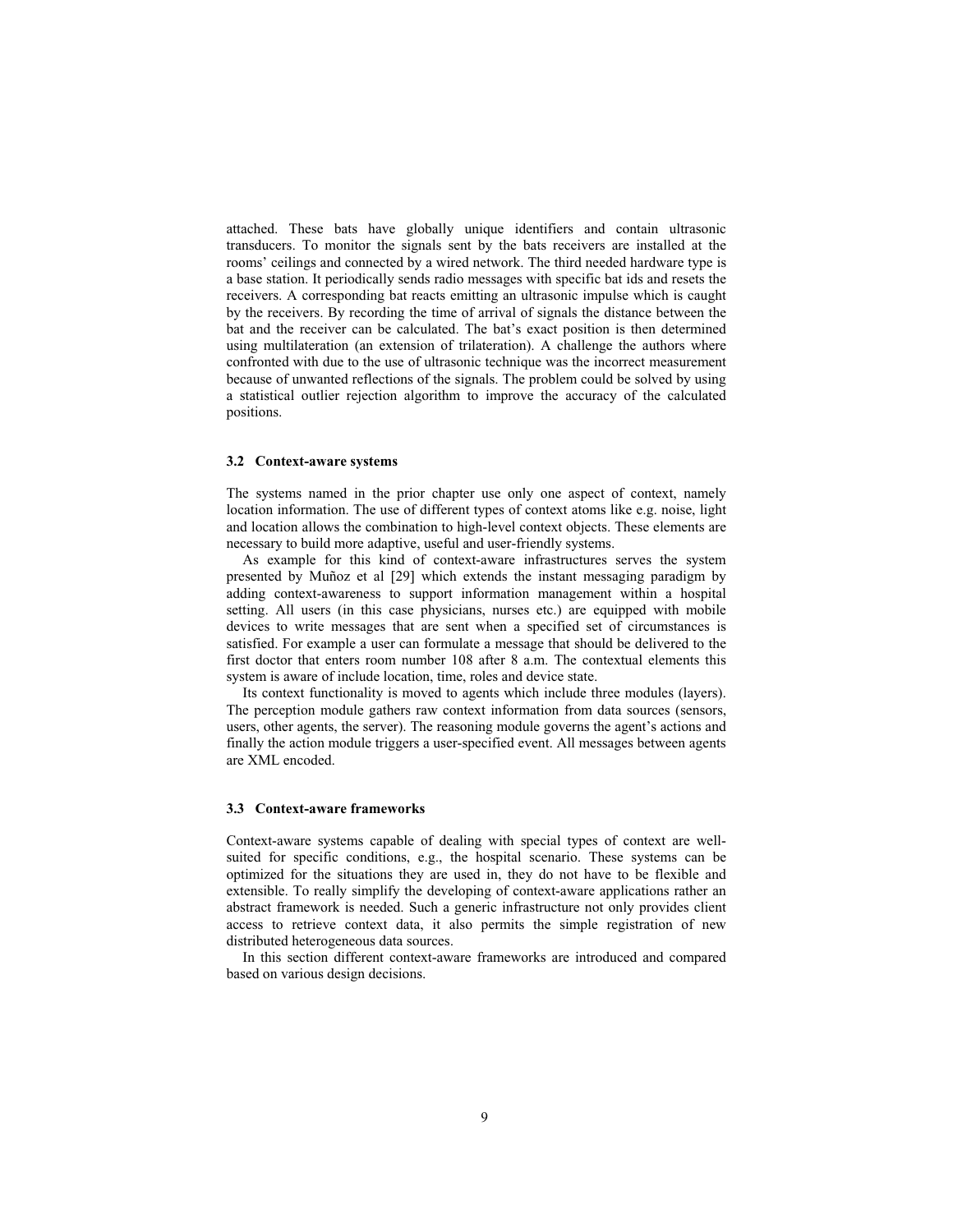attached. These bats have globally unique identifiers and contain ultrasonic transducers. To monitor the signals sent by the bats receivers are installed at the rooms' ceilings and connected by a wired network. The third needed hardware type is a base station. It periodically sends radio messages with specific bat ids and resets the receivers. A corresponding bat reacts emitting an ultrasonic impulse which is caught by the receivers. By recording the time of arrival of signals the distance between the bat and the receiver can be calculated. The bat's exact position is then determined using multilateration (an extension of trilateration). A challenge the authors where confronted with due to the use of ultrasonic technique was the incorrect measurement because of unwanted reflections of the signals. The problem could be solved by using a statistical outlier rejection algorithm to improve the accuracy of the calculated positions.

### 3.2 Context-aware systems

The systems named in the prior chapter use only one aspect of context, namely location information. The use of different types of context atoms like e.g. noise, light and location allows the combination to high-level context objects. These elements are necessary to build more adaptive, useful and user-friendly systems.

As example for this kind of context-aware infrastructures serves the system presented by Muñoz et al [29] which extends the instant messaging paradigm by adding context-awareness to support information management within a hospital setting. All users (in this case physicians, nurses etc.) are equipped with mobile devices to write messages that are sent when a specified set of circumstances is satisfied. For example a user can formulate a message that should be delivered to the first doctor that enters room number 108 after 8 a.m. The contextual elements this system is aware of include location, time, roles and device state.

Its context functionality is moved to agents which include three modules (layers). The perception module gathers raw context information from data sources (sensors, users, other agents, the server). The reasoning module governs the agent's actions and finally the action module triggers a user-specified event. All messages between agents are XML encoded.

### 3.3 Context-aware frameworks

Context-aware systems capable of dealing with special types of context are well-suited for specific conditions, e.g., the hospital scenario. These systems can be optimized for the situations they are used in, they do not have to be flexible and extensible. To really simplify the developing of context-aware applications rather an abstract framework is needed. Such a generic infrastructure not only provides client access to retrieve context data, it also permits the simple registration of new distributed heterogeneous data sources.

In this section different context-aware frameworks are introduced and compared based on various design decisions.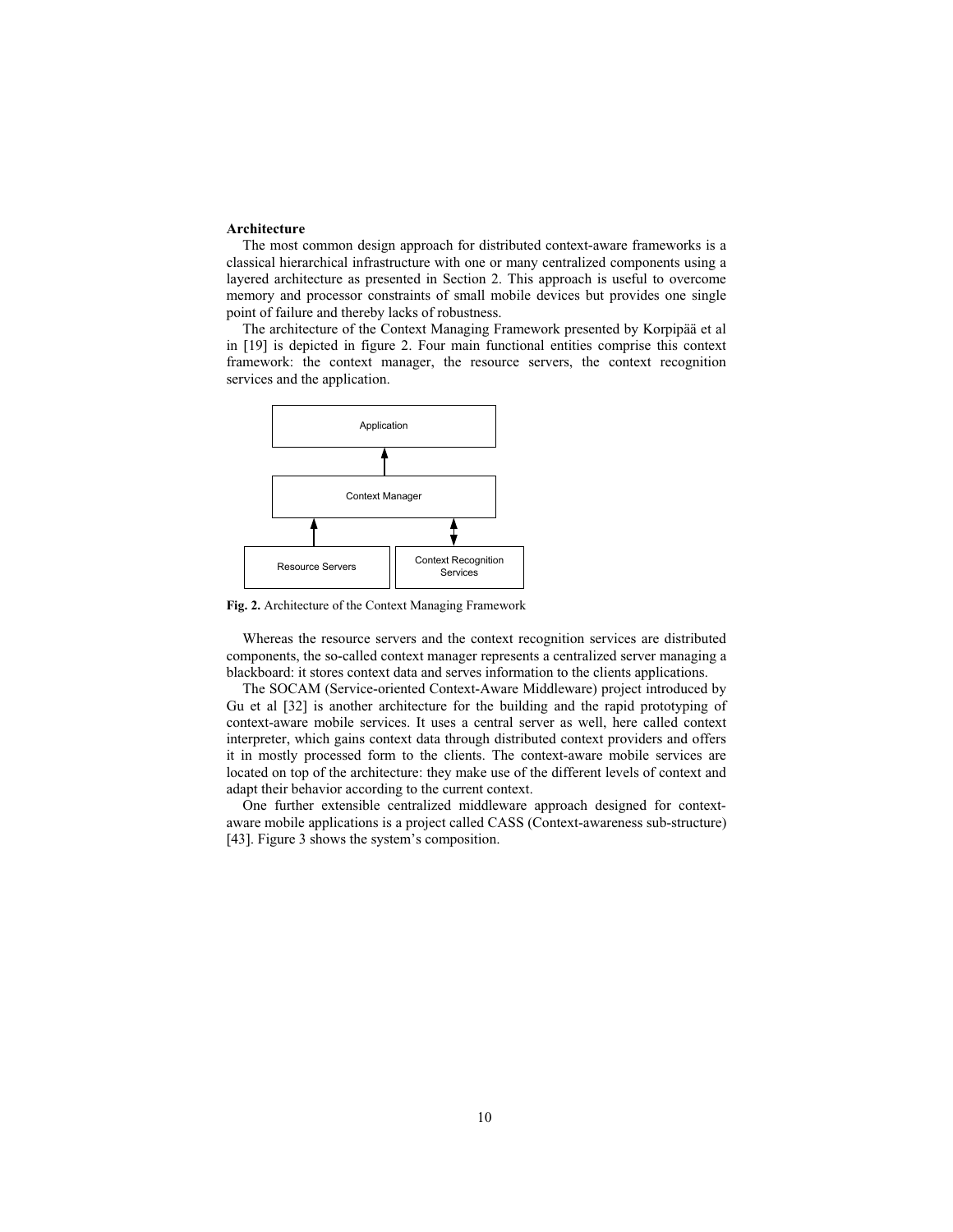### Architecture

The most common design approach for distributed context-aware frameworks is a classical hierarchical infrastructure with one or many centralized components using a layered architecture as presented in Section 2. This approach is useful to overcome memory and processor constraints of small mobile devices but provides one single point of failure and thereby lacks of robustness.

The architecture of the Context Managing Framework presented by Korpipää et al in [19] is depicted in figure 2. Four main functional entities comprise this context framework: the context manager, the resource servers, the context recognition services and the application.

Application

Context Manager

Resource Servers

Context Recognition Services

**Fig. 2.** Architecture of the Context Managing Framework

Whereas the resource servers and the context recognition services are distributed components, the so-called context manager represents a centralized server managing a blackboard: it stores context data and serves information to the clients applications.

The SOCAM (Service-oriented Context-Aware Middleware) project introduced by Gu et al [32] is another architecture for the building and the rapid prototyping of context-aware mobile services. It uses a central server as well, here called context interpreter, which gains context data through distributed context providers and offers it in mostly processed form to the clients. The context-aware mobile services are located on top of the architecture: they make use of the different levels of context and adapt their behavior according to the current context.

One further extensible centralized middleware approach designed for context-aware mobile applications is a project called CASS (Context-awareness sub-structure) [43]. Figure 3 shows the system's composition.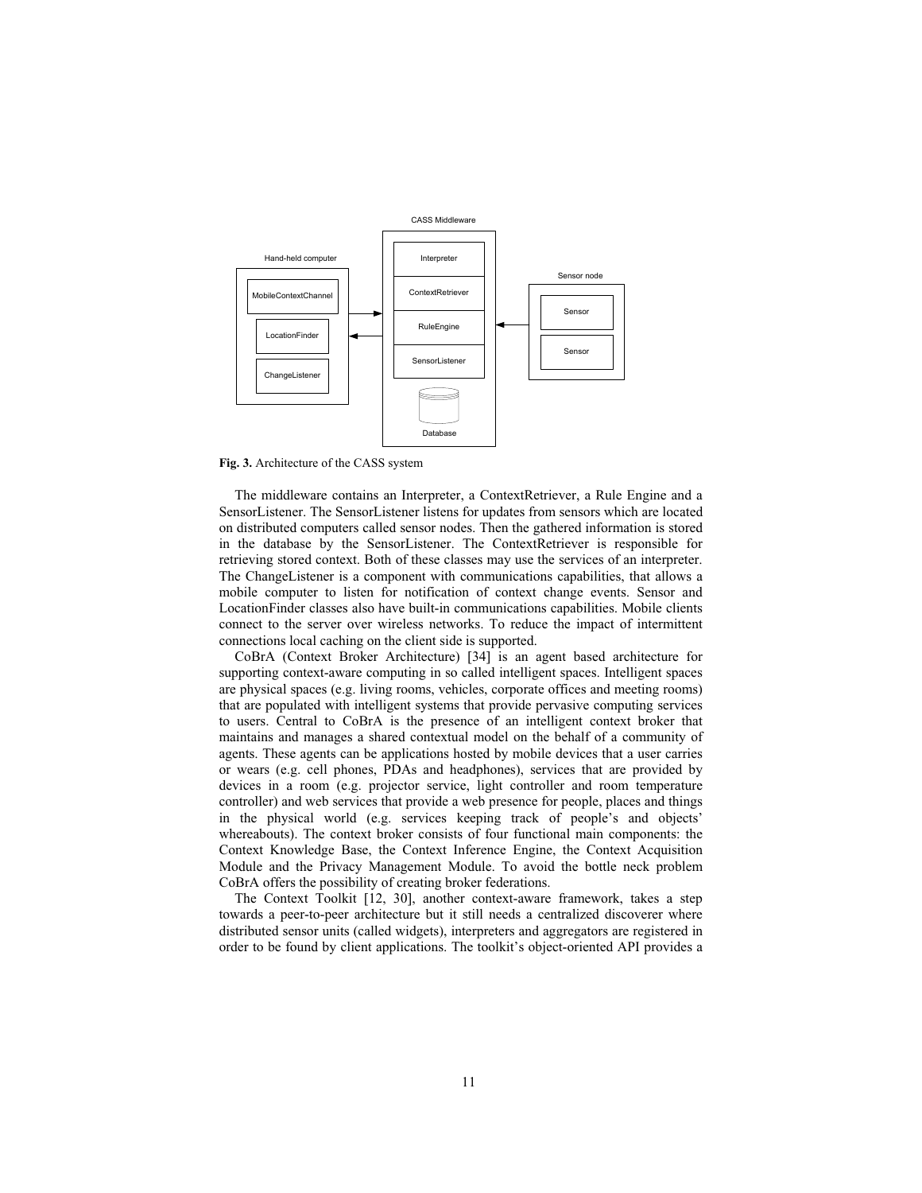CASS Middleware

Hand-held computer

MobileContextChannel

LocationFinder

ChangeListener

Interpreter

ContextRetriever

RuleEngine

SensorListener

Database

Sensor node

Sensor

Sensor

**Fig. 3.** Architecture of the CASS system

The middleware contains an Interpreter, a ContextRetriever, a Rule Engine and a SensorListener. The SensorListener listens for updates from sensors which are located on distributed computers called sensor nodes. Then the gathered information is stored in the database by the SensorListener. The ContextRetriever is responsible for retrieving stored context. Both of these classes may use the services of an interpreter. The ChangeListener is a component with communications capabilities, that allows a mobile computer to listen for notification of context change events. Sensor and LocationFinder classes also have built-in communications capabilities. Mobile clients connect to the server over wireless networks. To reduce the impact of intermittent connections local caching on the client side is supported.

CoBrA (Context Broker Architecture) [34] is an agent based architecture for supporting context-aware computing in so called intelligent spaces. Intelligent spaces are physical spaces (e.g. living rooms, vehicles, corporate offices and meeting rooms) that are populated with intelligent systems that provide pervasive computing services to users. Central to CoBrA is the presence of an intelligent context broker that maintains and manages a shared contextual model on the behalf of a community of agents. These agents can be applications hosted by mobile devices that a user carries or wears (e.g. cell phones, PDAs and headphones), services that are provided by devices in a room (e.g. projector service, light controller and room temperature controller) and web services that provide a web presence for people, places and things in the physical world (e.g. services keeping track of people's and objects' whereabouts). The context broker consists of four functional main components: the Context Knowledge Base, the Context Inference Engine, the Context Acquisition Module and the Privacy Management Module. To avoid the bottle neck problem CoBrA offers the possibility of creating broker federations.

The Context Toolkit [12, 30], another context-aware framework, takes a step towards a peer-to-peer architecture but it still needs a centralized discoverer where distributed sensor units (called widgets), interpreters and aggregators are registered in order to be found by client applications. The toolkit's object-oriented API provides a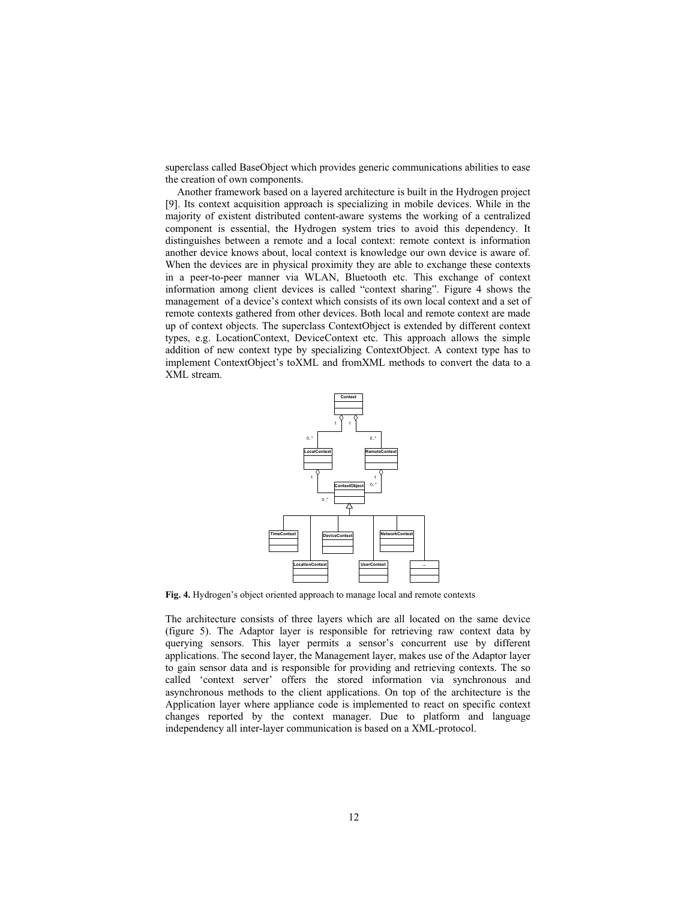superclass called BaseObject which provides generic communications abilities to ease the creation of own components.

Another framework based on a layered architecture is built in the Hydrogen project [9]. Its context acquisition approach is specializing in mobile devices. While in the majority of existent distributed content-aware systems the working of a centralized component is essential, the Hydrogen system tries to avoid this dependency. It distinguishes between a remote and a local context: remote context is information another device knows about, local context is knowledge our own device is aware of. When the devices are in physical proximity they are able to exchange these contexts in a peer-to-peer manner via WLAN, Bluetooth etc. This exchange of context information among client devices is called “context sharing”. Figure 4 shows the management of a device’s context which consists of its own local context and a set of remote contexts gathered from other devices. Both local and remote context are made up of context objects. The superclass ContextObject is extended by different context types, e.g. LocationContext, DeviceContext etc. This approach allows the simple addition of new context type by specializing ContextObject. A context type has to implement ContextObject’s toXML and fromXML methods to convert the data to a XML stream.

**Fig. 4.** Hydrogen’s object oriented approach to manage local and remote contexts

The architecture consists of three layers which are all located on the same device (figure 5). The Adaptor layer is responsible for retrieving raw context data by querying sensors. This layer permits a sensor’s concurrent use by different applications. The second layer, the Management layer, makes use of the Adaptor layer to gain sensor data and is responsible for providing and retrieving contexts. The so called ‘context server’ offers the stored information via synchronous and asynchronous methods to the client applications. On top of the architecture is the Application layer where appliance code is implemented to react on specific context changes reported by the context manager. Due to platform and language independency all inter-layer communication is based on a XML-protocol.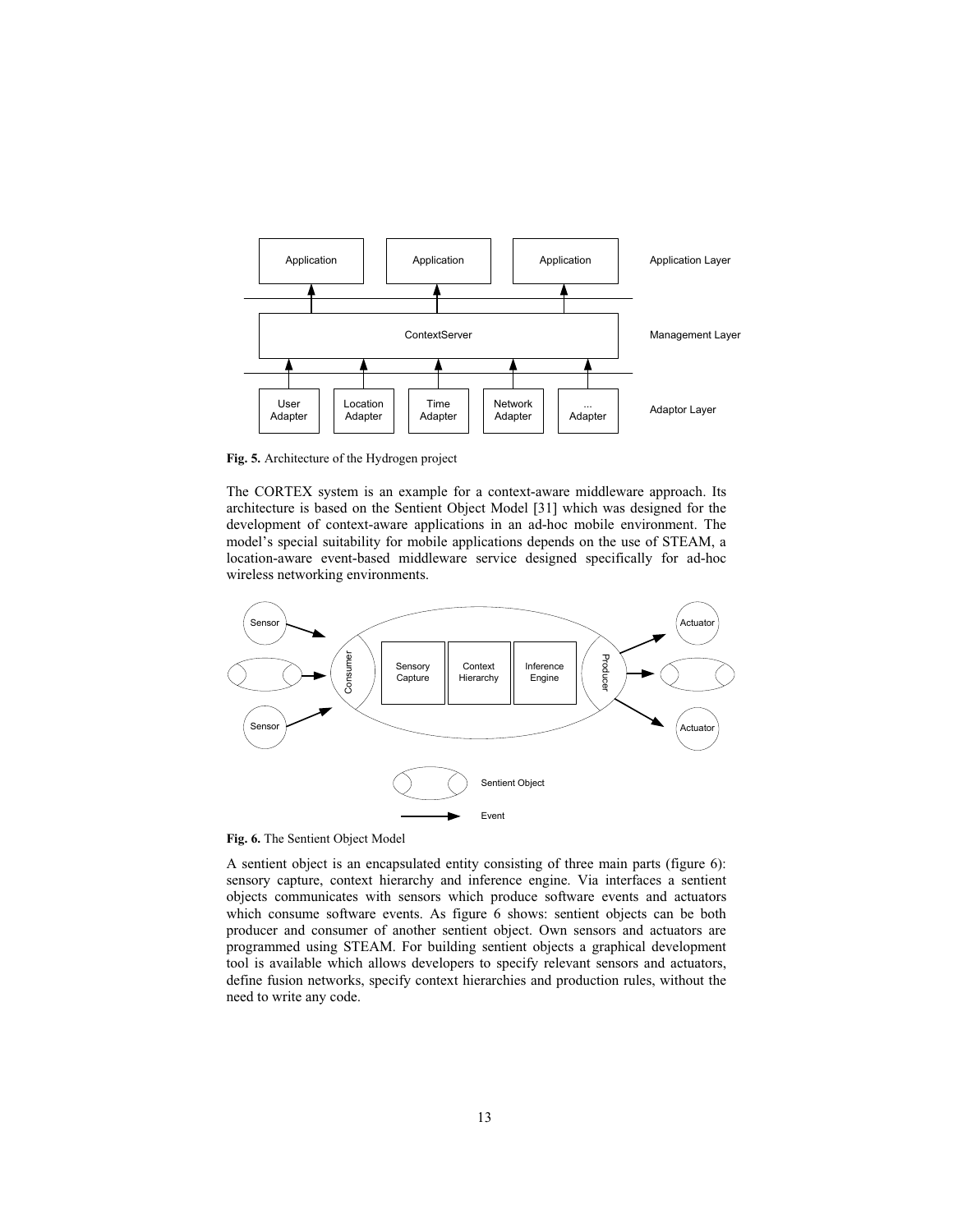**Fig. 5.** Architecture of the Hydrogen project

The CORTEX system is an example for a context-aware middleware approach. Its architecture is based on the Sentient Object Model [31] which was designed for the development of context-aware applications in an ad-hoc mobile environment. The model's special suitability for mobile applications depends on the use of STEAM, a location-aware event-based middleware service designed specifically for ad-hoc wireless networking environments.

**Fig. 6.** The Sentient Object Model

A sentient object is an encapsulated entity consisting of three main parts (figure 6): sensory capture, context hierarchy and inference engine. Via interfaces a sentient objects communicates with sensors which produce software events and actuators which consume software events. As figure 6 shows: sentient objects can be both producer and consumer of another sentient object. Own sensors and actuators are programmed using STEAM. For building sentient objects a graphical development tool is available which allows developers to specify relevant sensors and actuators, define fusion networks, specify context hierarchies and production rules, without the need to write any code.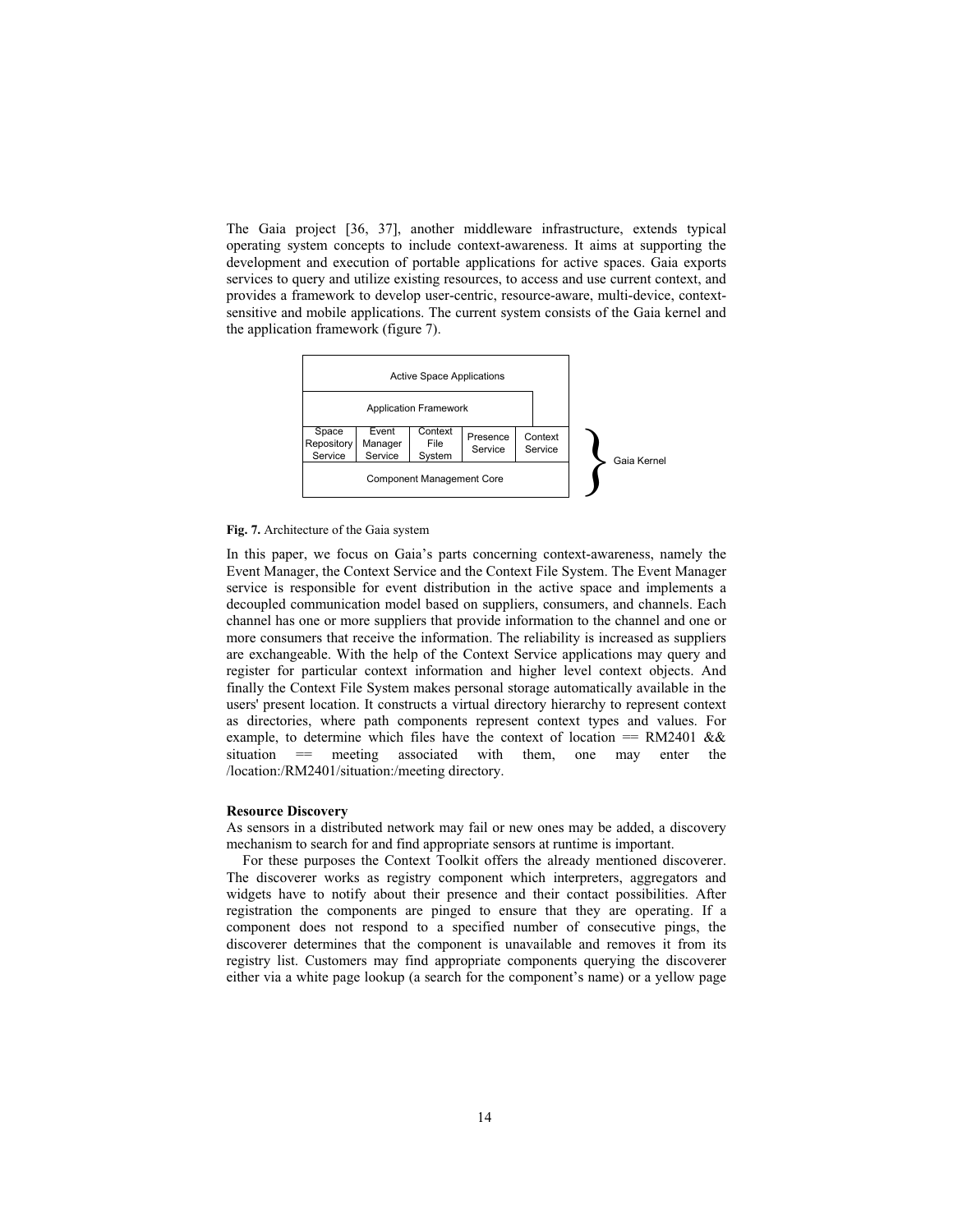The Gaia project [36, 37], another middleware infrastructure, extends typical operating system concepts to include context-awareness. It aims at supporting the development and execution of portable applications for active spaces. Gaia exports services to query and utilize existing resources, to access and use current context, and provides a framework to develop user-centric, resource-aware, multi-device, context-sensitive and mobile applications. The current system consists of the Gaia kernel and the application framework (figure 7).

| Active Space Applications | | | | | |
|---|---|---|---|---|---|
| Application Framework | | | | | |
| Space Repository Service | Event Manager Service | Context File System | Presence Service | Context Service | Gaia Kernel |
| Component Management Core | | | | | |

**Fig. 7.** Architecture of the Gaia system

In this paper, we focus on Gaia's parts concerning context-awareness, namely the Event Manager, the Context Service and the Context File System. The Event Manager service is responsible for event distribution in the active space and implements a decoupled communication model based on suppliers, consumers, and channels. Each channel has one or more suppliers that provide information to the channel and one or more consumers that receive the information. The reliability is increased as suppliers are exchangeable. With the help of the Context Service applications may query and register for particular context information and higher level context objects. And finally the Context File System makes personal storage automatically available in the users' present location. It constructs a virtual directory hierarchy to represent context as directories, where path components represent context types and values. For example, to determine which files have the context of location == RM2401 && situation == meeting associated with them, one may enter the /location:/RM2401/situation:/meeting directory.

**Resource Discovery**

As sensors in a distributed network may fail or new ones may be added, a discovery mechanism to search for and find appropriate sensors at runtime is important.

For these purposes the Context Toolkit offers the already mentioned discoverer. The discoverer works as registry component which interpreters, aggregators and widgets have to notify about their presence and their contact possibilities. After registration the components are pinged to ensure that they are operating. If a component does not respond to a specified number of consecutive pings, the discoverer determines that the component is unavailable and removes it from its registry list. Customers may find appropriate components querying the discoverer either via a white page lookup (a search for the component's name) or a yellow page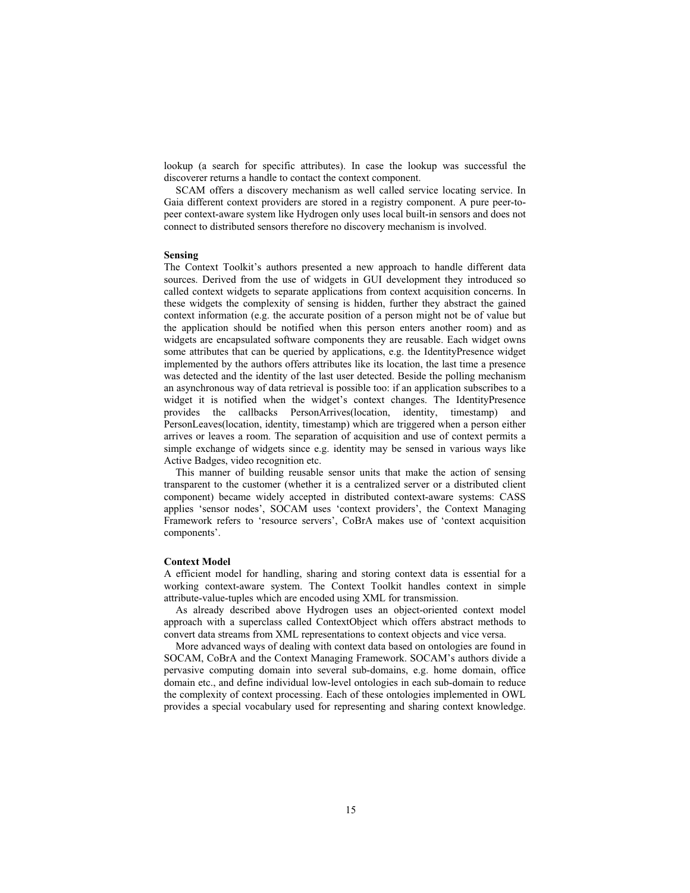lookup (a search for specific attributes). In case the lookup was successful the discovererer returns a handle to contact the context component.

SCAM offers a discovery mechanism as well called service locating service. In Gaia different context providers are stored in a registry component. A pure peer-to-peer context-aware system like Hydrogen only uses local built-in sensors and does not connect to distributed sensors therefore no discovery mechanism is involved.

**Sensing**

The Context Toolkit's authors presented a new approach to handle different data sources. Derived from the use of widgets in GUI development they introduced so called context widgets to separate applications from context acquisition concerns. In these widgets the complexity of sensing is hidden, further they abstract the gained context information (e.g. the accurate position of a person might not be of value but the application should be notified when this person enters another room) and as widgets are encapsulated software components they are reusable. Each widget owns some attributes that can be queried by applications, e.g. the IdentityPresence widget implemented by the authors offers attributes like its location, the last time a presence was detected and the identity of the last user detected. Beside the polling mechanism an asynchronous way of data retrieval is possible too: if an application subscribes to a widget it is notified when the widget's context changes. The IdentityPresence provides the callbacks PersonArrives(location, identity, timestamp) and PersonLeaves(location, identity, timestamp) which are triggered when a person either arrives or leaves a room. The separation of acquisition and use of context permits a simple exchange of widgets since e.g. identity may be sensed in various ways like Active Badges, video recognition etc.

This manner of building reusable sensor units that make the action of sensing transparent to the customer (whether it is a centralized server or a distributed client component) became widely accepted in distributed context-aware systems: CASS applies 'sensor nodes', SOCAM uses 'context providers', the Context Managing Framework refers to 'resource servers', CoBrA makes use of 'context acquisition components'.

**Context Model**

A efficient model for handling, sharing and storing context data is essential for a working context-aware system. The Context Toolkit handles context in simple attribute-value-tuples which are encoded using XML for transmission.

As already described above Hydrogen uses an object-oriented context model approach with a superclass called ContextObject which offers abstract methods to convert data streams from XML representations to context objects and vice versa.

More advanced ways of dealing with context data based on ontologies are found in SOCAM, CoBrA and the Context Managing Framework. SOCAM's authors divide a pervasive computing domain into several sub-domains, e.g. home domain, office domain etc., and define individual low-level ontologies in each sub-domain to reduce the complexity of context processing. Each of these ontologies implemented in OWL provides a special vocabulary used for representing and sharing context knowledge.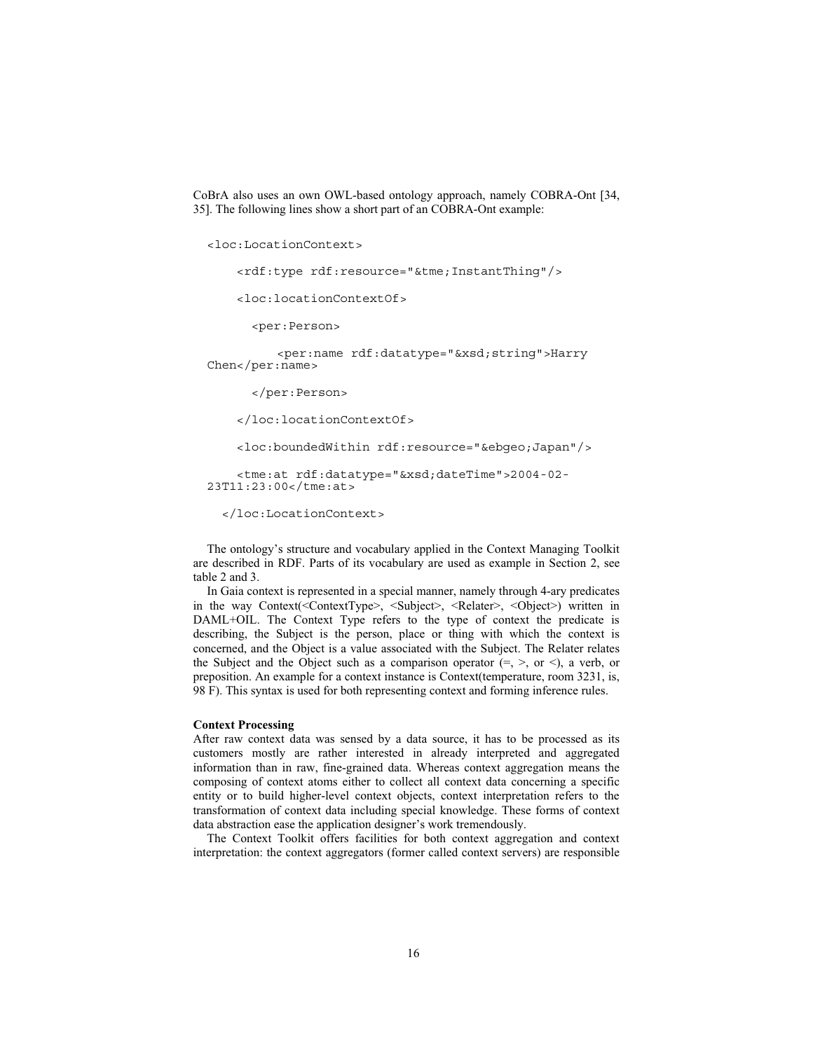CoBrA also uses an own OWL-based ontology approach, namely COBRA-Ont [34, 35]. The following lines show a short part of an COBRA-Ont example:

```
<loc:LocationContext>

    <rdf:type rdf:resource="&tme;InstantThing"/>

    <loc:locationContextOf>

      <per:Person>

          <per:name rdf:datatype="&xsd;string">Harry
Chen</per:name>

      </per:Person>

    </loc:locationContextOf>

    <loc:boundedWithin rdf:resource="&ebgeo;Japan"/>

    <tme:at rdf:datatype="&xsd;dateTime">2004-02-
23T11:23:00</tme:at>

  </loc:LocationContext>
```

The ontology's structure and vocabulary applied in the Context Managing Toolkit are described in RDF. Parts of its vocabulary are used as example in Section 2, see table 2 and 3.

In Gaia context is represented in a special manner, namely through 4-ary predicates in the way Context(<ContextType>, <Subject>, <Relater>, <Object>) written in DAML+OIL. The Context Type refers to the type of context the predicate is describing, the Subject is the person, place or thing with which the context is concerned, and the Object is a value associated with the Subject. The Relater relates the Subject and the Object such as a comparison operator (=, >, or <), a verb, or preposition. An example for a context instance is Context(temperature, room 3231, is, 98 F). This syntax is used for both representing context and forming inference rules.

**Context Processing**

After raw context data was sensed by a data source, it has to be processed as its customers mostly are rather interested in already interpreted and aggregated information than in raw, fine-grained data. Whereas context aggregation means the composing of context atoms either to collect all context data concerning a specific entity or to build higher-level context objects, context interpretation refers to the transformation of context data including special knowledge. These forms of context data abstraction ease the application designer's work tremendously.

The Context Toolkit offers facilities for both context aggregation and context interpretation: the context aggregators (former called context servers) are responsible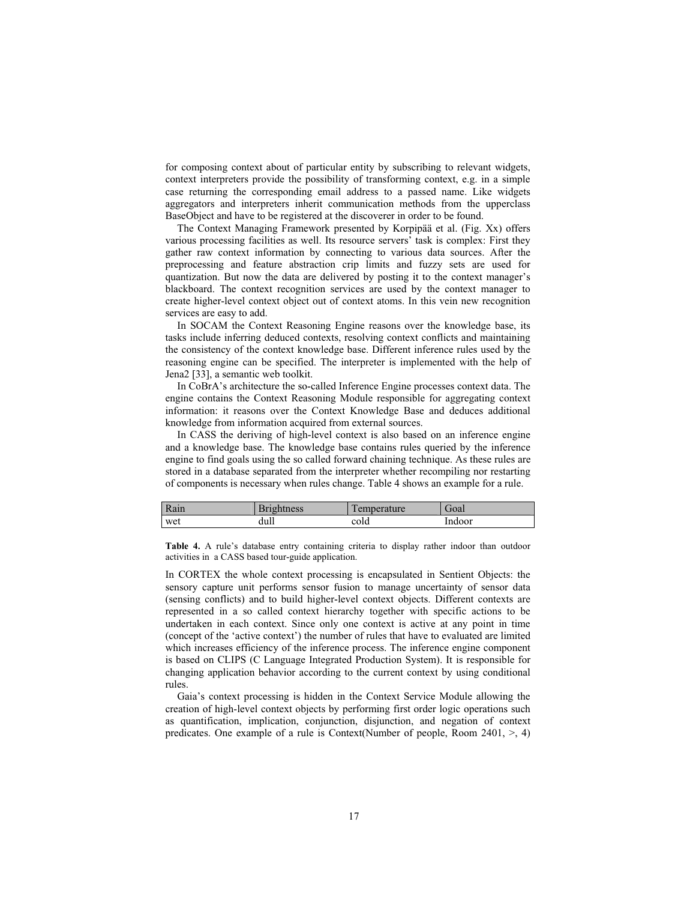for composing context about of particular entity by subscribing to relevant widgets, context interpreters provide the possibility of transforming context, e.g. in a simple case returning the corresponding email address to a passed name. Like widgets aggregators and interpreters inherit communication methods from the upperclass BaseObject and have to be registered at the discoverer in order to be found.

The Context Managing Framework presented by Korpipää et al. (Fig. Xx) offers various processing facilities as well. Its resource servers' task is complex: First they gather raw context information by connecting to various data sources. After the preprocessing and feature abstraction crip limits and fuzzy sets are used for quantization. But now the data are delivered by posting it to the context manager's blackboard. The context recognition services are used by the context manager to create higher-level context object out of context atoms. In this vein new recognition services are easy to add.

In SOCAM the Context Reasoning Engine reasons over the knowledge base, its tasks include inferring deduced contexts, resolving context conflicts and maintaining the consistency of the context knowledge base. Different inference rules used by the reasoning engine can be specified. The interpreter is implemented with the help of Jena2 [33], a semantic web toolkit.

In CoBrA's architecture the so-called Inference Engine processes context data. The engine contains the Context Reasoning Module responsible for aggregating context information: it reasons over the Context Knowledge Base and deduces additional knowledge from information acquired from external sources.

In CASS the deriving of high-level context is also based on an inference engine and a knowledge base. The knowledge base contains rules queried by the inference engine to find goals using the so called forward chaining technique. As these rules are stored in a database separated from the interpreter whether recompiling nor restarting of components is necessary when rules change. Table 4 shows an example for a rule.

| Rain | Brightness | Temperature | Goal |
|---|---|---|---|
| wet | dull | cold | Indoor |

**Table 4.** A rule's database entry containing criteria to display rather indoor than outdoor activities in a CASS based tour-guide application.

In CORTEX the whole context processing is encapsulated in Sentient Objects: the sensory capture unit performs sensor fusion to manage uncertainty of sensor data (sensing conflicts) and to build higher-level context objects. Different contexts are represented in a so called context hierarchy together with specific actions to be undertaken in each context. Since only one context is active at any point in time (concept of the 'active context') the number of rules that have to evaluated are limited which increases efficiency of the inference process. The inference engine component is based on CLIPS (C Language Integrated Production System). It is responsible for changing application behavior according to the current context by using conditional rules.

Gaia's context processing is hidden in the Context Service Module allowing the creation of high-level context objects by performing first order logic operations such as quantification, implication, conjunction, disjunction, and negation of context predicates. One example of a rule is Context(Number of people, Room 2401, >, 4)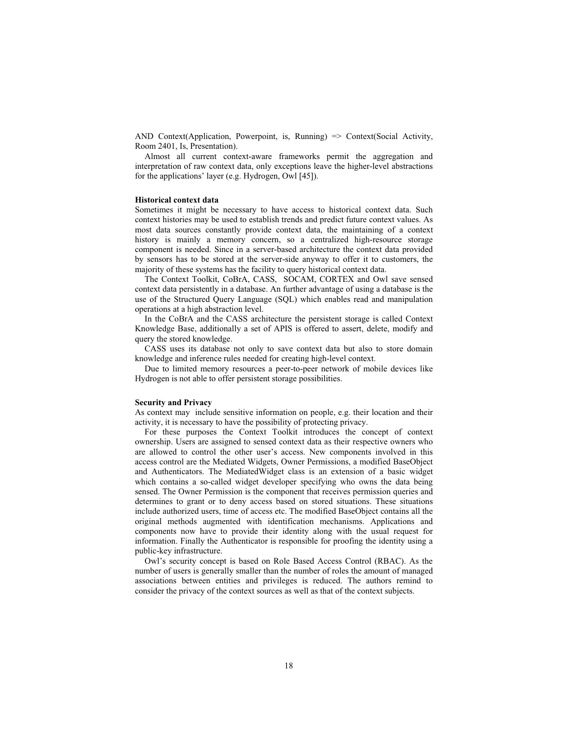AND Context(Application, Powerpoint, is, Running) => Context(Social Activity, Room 2401, Is, Presentation).

Almost all current context-aware frameworks permit the aggregation and interpretation of raw context data, only exceptions leave the higher-level abstractions for the applications' layer (e.g. Hydrogen, Owl [45]).

**Historical context data**

Sometimes it might be necessary to have access to historical context data. Such context histories may be used to establish trends and predict future context values. As most data sources constantly provide context data, the maintaining of a context history is mainly a memory concern, so a centralized high-resource storage component is needed. Since in a server-based architecture the context data provided by sensors has to be stored at the server-side anyway to offer it to customers, the majority of these systems has the facility to query historical context data.

The Context Toolkit, CoBrA, CASS, SOCAM, CORTEX and Owl save sensed context data persistently in a database. An further advantage of using a database is the use of the Structured Query Language (SQL) which enables read and manipulation operations at a high abstraction level.

In the CoBrA and the CASS architecture the persistent storage is called Context Knowledge Base, additionally a set of APIS is offered to assert, delete, modify and query the stored knowledge.

CASS uses its database not only to save context data but also to store domain knowledge and inference rules needed for creating high-level context.

Due to limited memory resources a peer-to-peer network of mobile devices like Hydrogen is not able to offer persistent storage possibilities.

**Security and Privacy**

As context may include sensitive information on people, e.g. their location and their activity, it is necessary to have the possibility of protecting privacy.

For these purposes the Context Toolkit introduces the concept of context ownership. Users are assigned to sensed context data as their respective owners who are allowed to control the other user's access. New components involved in this access control are the Mediated Widgets, Owner Permissions, a modified BaseObject and Authenticators. The MediatedWidget class is an extension of a basic widget which contains a so-called widget developer specifying who owns the data being sensed. The Owner Permission is the component that receives permission queries and determines to grant or to deny access based on stored situations. These situations include authorized users, time of access etc. The modified BaseObject contains all the original methods augmented with identification mechanisms. Applications and components now have to provide their identity along with the usual request for information. Finally the Authenticator is responsible for proofing the identity using a public-key infrastructure.

Owl's security concept is based on Role Based Access Control (RBAC). As the number of users is generally smaller than the number of roles the amount of managed associations between entities and privileges is reduced. The authors remind to consider the privacy of the context sources as well as that of the context subjects.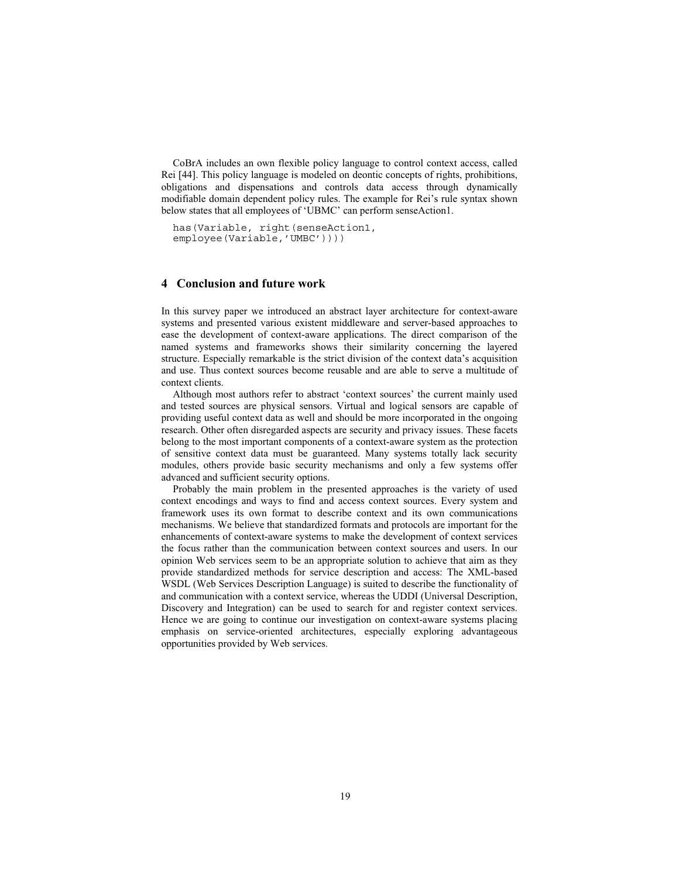CoBrA includes an own flexible policy language to control context access, called Rei [44]. This policy language is modeled on deontic concepts of rights, prohibitions, obligations and dispensations and controls data access through dynamically modifiable domain dependent policy rules. The example for Rei's rule syntax shown below states that all employees of 'UBMC' can perform senseAction1.

```
has(Variable, right(senseAction1,
employee(Variable,'UMBC'))))
```

## 4 Conclusion and future work

In this survey paper we introduced an abstract layer architecture for context-aware systems and presented various existent middleware and server-based approaches to ease the development of context-aware applications. The direct comparison of the named systems and frameworks shows their similarity concerning the layered structure. Especially remarkable is the strict division of the context data's acquisition and use. Thus context sources become reusable and are able to serve a multitude of context clients.

Although most authors refer to abstract 'context sources' the current mainly used and tested sources are physical sensors. Virtual and logical sensors are capable of providing useful context data as well and should be more incorporated in the ongoing research. Other often disregarded aspects are security and privacy issues. These facets belong to the most important components of a context-aware system as the protection of sensitive context data must be guaranteed. Many systems totally lack security modules, others provide basic security mechanisms and only a few systems offer advanced and sufficient security options.

Probably the main problem in the presented approaches is the variety of used context encodings and ways to find and access context sources. Every system and framework uses its own format to describe context and its own communications mechanisms. We believe that standardized formats and protocols are important for the enhancements of context-aware systems to make the development of context services the focus rather than the communication between context sources and users. In our opinion Web services seem to be an appropriate solution to achieve that aim as they provide standardized methods for service description and access: The XML-based WSDL (Web Services Description Language) is suited to describe the functionality of and communication with a context service, whereas the UDDI (Universal Description, Discovery and Integration) can be used to search for and register context services. Hence we are going to continue our investigation on context-aware systems placing emphasis on service-oriented architectures, especially exploring advantageous opportunities provided by Web services.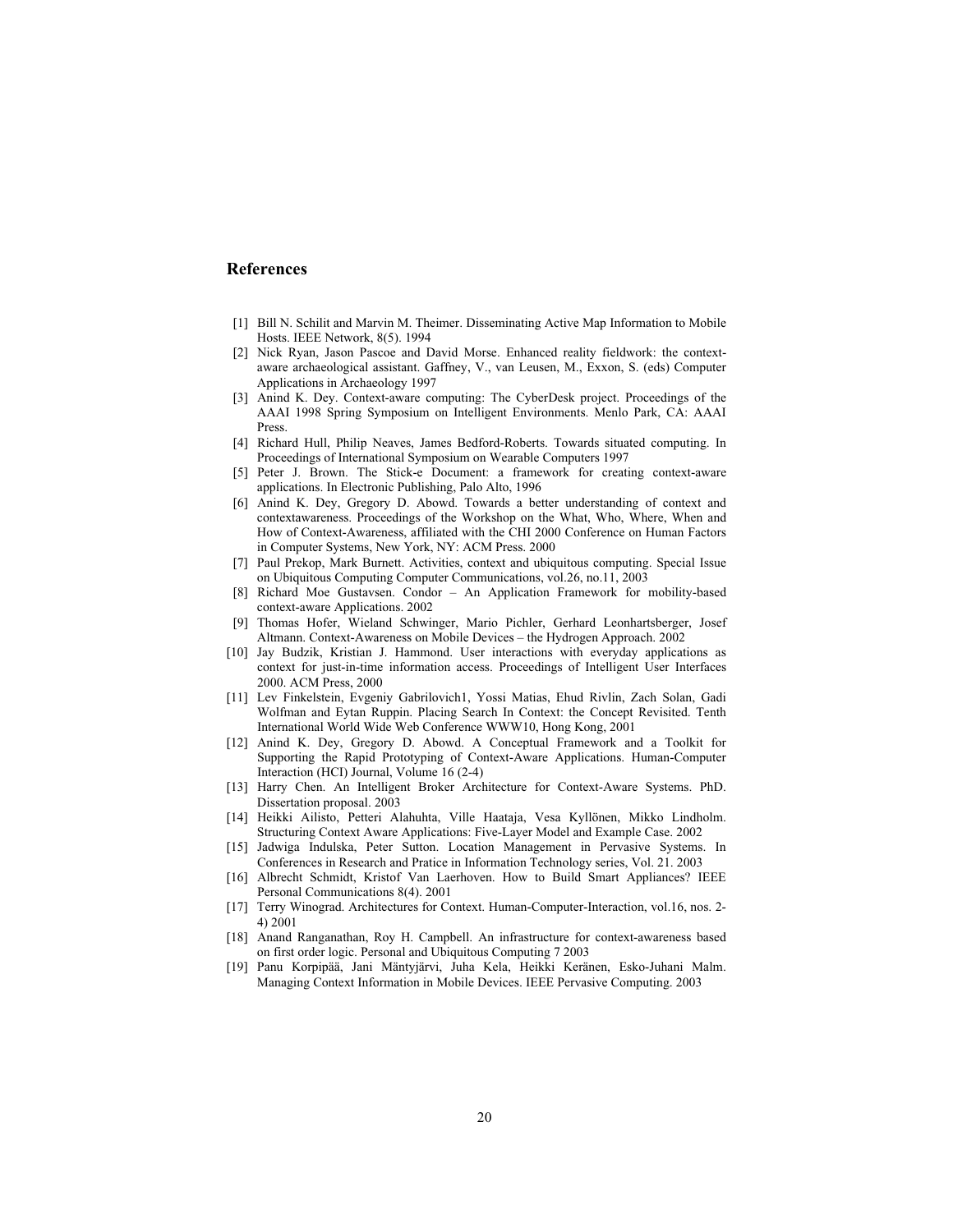## References

[1] Bill N. Schilit and Marvin M. Theimer. Disseminating Active Map Information to Mobile Hosts. IEEE Network, 8(5). 1994

[2] Nick Ryan, Jason Pascoe and David Morse. Enhanced reality fieldwork: the context-aware archaeological assistant. Gaffney, V., van Leusen, M., Exxon, S. (eds) Computer Applications in Archaeology 1997

[3] Anind K. Dey. Context-aware computing: The CyberDesk project. Proceedings of the AAAI 1998 Spring Symposium on Intelligent Environments. Menlo Park, CA: AAAI Press.

[4] Richard Hull, Philip Neaves, James Bedford-Roberts. Towards situated computing. In Proceedings of International Symposium on Wearable Computers 1997

[5] Peter J. Brown. The Stick-e Document: a framework for creating context-aware applications. In Electronic Publishing, Palo Alto, 1996

[6] Anind K. Dey, Gregory D. Abowd. Towards a better understanding of context and contextawareness. Proceedings of the Workshop on the What, Who, Where, When and How of Context-Awareness, affiliated with the CHI 2000 Conference on Human Factors in Computer Systems, New York, NY: ACM Press. 2000

[7] Paul Prekop, Mark Burnett. Activities, context and ubiquitous computing. Special Issue on Ubiquitous Computing Computer Communications, vol.26, no.11, 2003

[8] Richard Moe Gustavsen. Condor – An Application Framework for mobility-based context-aware Applications. 2002

[9] Thomas Hofer, Wieland Schwinger, Mario Pichler, Gerhard Leonhartsberger, Josef Altmann. Context-Awareness on Mobile Devices – the Hydrogen Approach. 2002

[10] Jay Budzik, Kristian J. Hammond. User interactions with everyday applications as context for just-in-time information access. Proceedings of Intelligent User Interfaces 2000. ACM Press, 2000

[11] Lev Finkelstein, Evgeniy Gabrilovich1, Yossi Matias, Ehud Rivlin, Zach Solan, Gadi Wolfman and Eytan Ruppin. Placing Search In Context: the Concept Revisited. Tenth International World Wide Web Conference WWW10, Hong Kong, 2001

[12] Anind K. Dey, Gregory D. Abowd. A Conceptual Framework and a Toolkit for Supporting the Rapid Prototyping of Context-Aware Applications. Human-Computer Interaction (HCI) Journal, Volume 16 (2-4)

[13] Harry Chen. An Intelligent Broker Architecture for Context-Aware Systems. PhD. Dissertation proposal. 2003

[14] Heikki Ailisto, Petteri Alahuhta, Ville Haataja, Vesa Kyllönen, Mikko Lindholm. Structuring Context Aware Applications: Five-Layer Model and Example Case. 2002

[15] Jadwiga Indulska, Peter Sutton. Location Management in Pervasive Systems. In Conferences in Research and Pratice in Information Technology series, Vol. 21. 2003

[16] Albrecht Schmidt, Kristof Van Laerhoven. How to Build Smart Appliances? IEEE Personal Communications 8(4). 2001

[17] Terry Winograd. Architectures for Context. Human-Computer-Interaction, vol.16, nos. 2-4) 2001

[18] Anand Ranganathan, Roy H. Campbell. An infrastructure for context-awareness based on first order logic. Personal and Ubiquitous Computing 7 2003

[19] Panu Korpipää, Jani Mäntyjärvi, Juha Kela, Heikki Keränen, Esko-Juhani Malm. Managing Context Information in Mobile Devices. IEEE Pervasive Computing. 2003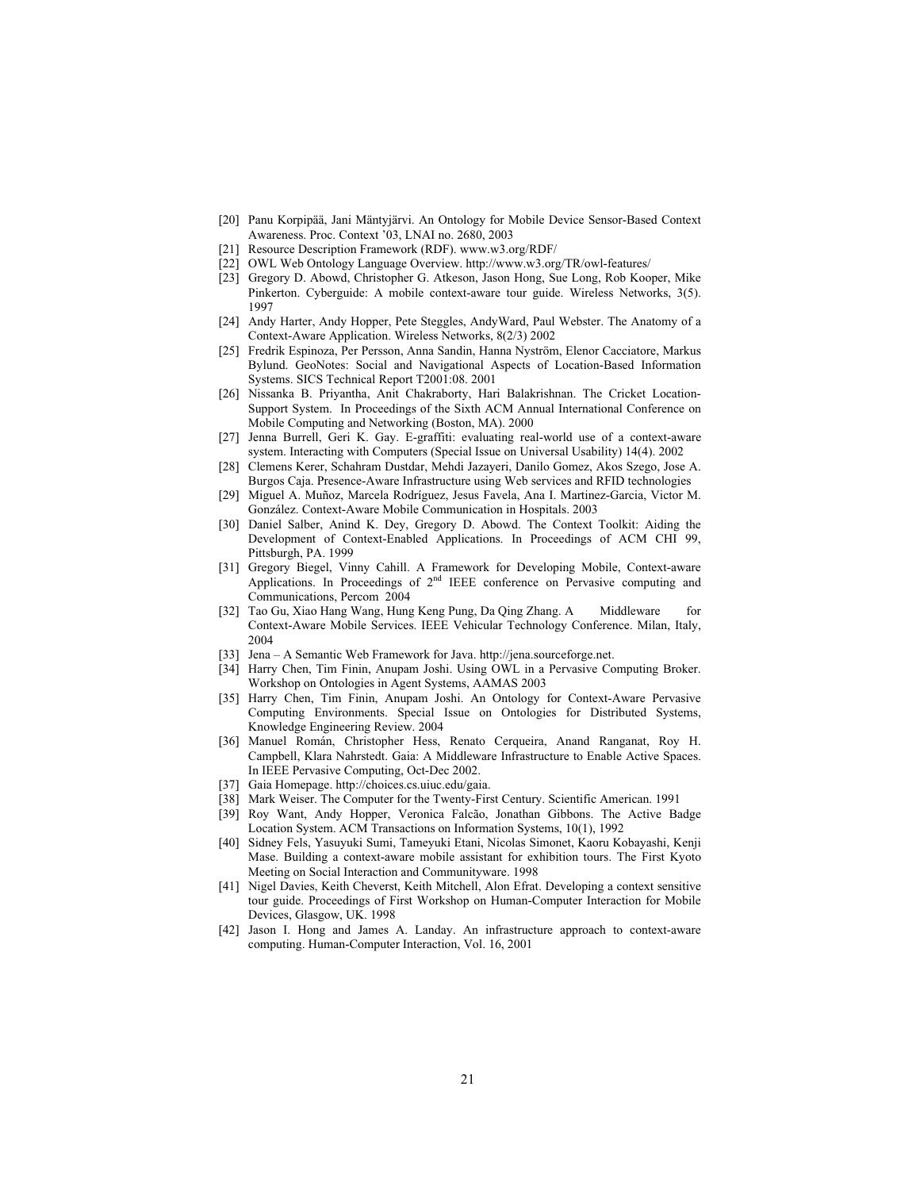[20] Panu Korpipää, Jani Mäntyjärvi. An Ontology for Mobile Device Sensor-Based Context Awareness. Proc. Context '03, LNAI no. 2680, 2003

[21] Resource Description Framework (RDF). www.w3.org/RDF/

[22] OWL Web Ontology Language Overview. http://www.w3.org/TR/owl-features/

[23] Gregory D. Abowd, Christopher G. Atkeson, Jason Hong, Sue Long, Rob Kooper, Mike Pinkerton. Cyberguide: A mobile context-aware tour guide. Wireless Networks, 3(5). 1997

[24] Andy Harter, Andy Hopper, Pete Steggles, AndyWard, Paul Webster. The Anatomy of a Context-Aware Application. Wireless Networks, 8(2/3) 2002

[25] Fredrik Espinoza, Per Persson, Anna Sandin, Hanna Nyström, Elenor Cacciatore, Markus Bylund. GeoNotes: Social and Navigational Aspects of Location-Based Information Systems. SICS Technical Report T2001:08. 2001

[26] Nissanka B. Priyantha, Anit Chakraborty, Hari Balakrishnan. The Cricket Location-Support System. In Proceedings of the Sixth ACM Annual International Conference on Mobile Computing and Networking (Boston, MA). 2000

[27] Jenna Burrell, Geri K. Gay. E-graffiti: evaluating real-world use of a context-aware system. Interacting with Computers (Special Issue on Universal Usability) 14(4). 2002

[28] Clemens Kerer, Schahram Dustdar, Mehdi Jazayeri, Danilo Gomez, Akos Szego, Jose A. Burgos Caja. Presence-Aware Infrastructure using Web services and RFID technologies

[29] Miguel A. Muñoz, Marcela Rodríguez, Jesus Favela, Ana I. Martinez-Garcia, Victor M. González. Context-Aware Mobile Communication in Hospitals. 2003

[30] Daniel Salber, Anind K. Dey, Gregory D. Abowd. The Context Toolkit: Aiding the Development of Context-Enabled Applications. In Proceedings of ACM CHI 99, Pittsburgh, PA. 1999

[31] Gregory Biegel, Vinny Cahill. A Framework for Developing Mobile, Context-aware Applications. In Proceedings of 2nd IEEE conference on Pervasive computing and Communications, Percom 2004

[32] Tao Gu, Xiao Hang Wang, Hung Keng Pung, Da Qing Zhang. A Middleware for Context-Aware Mobile Services. IEEE Vehicular Technology Conference. Milan, Italy, 2004

[33] Jena – A Semantic Web Framework for Java. http://jena.sourceforge.net.

[34] Harry Chen, Tim Finin, Anupam Joshi. Using OWL in a Pervasive Computing Broker. Workshop on Ontologies in Agent Systems, AAMAS 2003

[35] Harry Chen, Tim Finin, Anupam Joshi. An Ontology for Context-Aware Pervasive Computing Environments. Special Issue on Ontologies for Distributed Systems, Knowledge Engineering Review. 2004

[36] Manuel Román, Christopher Hess, Renato Cerqueira, Anand Ranganat, Roy H. Campbell, Klara Nahrstedt. Gaia: A Middleware Infrastructure to Enable Active Spaces. In IEEE Pervasive Computing, Oct-Dec 2002.

[37] Gaia Homepage. http://choices.cs.uiuc.edu/gaia.

[38] Mark Weiser. The Computer for the Twenty-First Century. Scientific American. 1991

[39] Roy Want, Andy Hopper, Veronica Falcão, Jonathan Gibbons. The Active Badge Location System. ACM Transactions on Information Systems, 10(1), 1992

[40] Sidney Fels, Yasuyuki Sumi, Tameyuki Etani, Nicolas Simonet, Kaoru Kobayashi, Kenji Mase. Building a context-aware mobile assistant for exhibition tours. The First Kyoto Meeting on Social Interaction and Communityware. 1998

[41] Nigel Davies, Keith Cheverst, Keith Mitchell, Alon Efrat. Developing a context sensitive tour guide. Proceedings of First Workshop on Human-Computer Interaction for Mobile Devices, Glasgow, UK. 1998

[42] Jason I. Hong and James A. Landay. An infrastructure approach to context-aware computing. Human-Computer Interaction, Vol. 16, 2001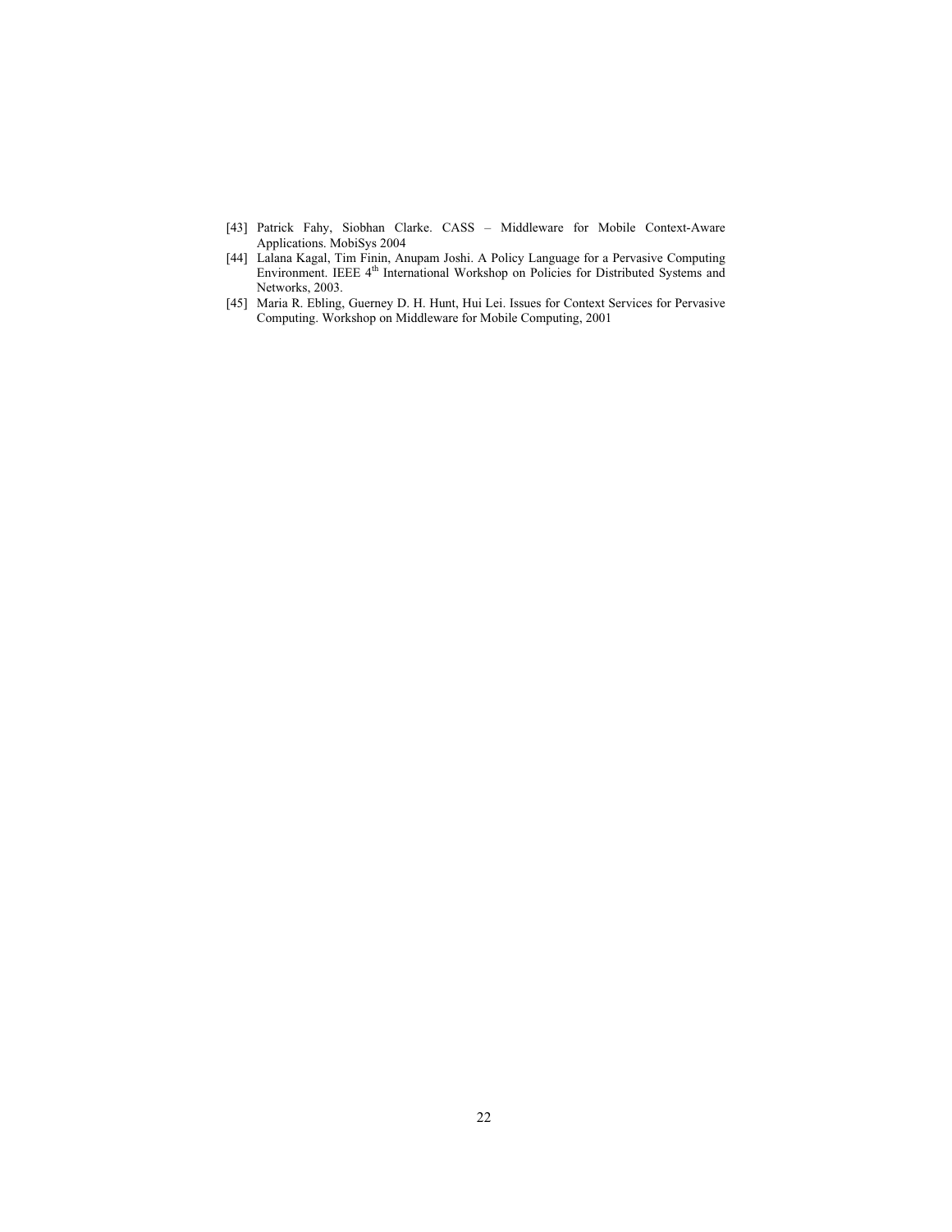[43] Patrick Fahy, Siobhan Clarke. CASS – Middleware for Mobile Context-Aware Applications. MobiSys 2004

[44] Lalana Kagal, Tim Finin, Anupam Joshi. A Policy Language for a Pervasive Computing Environment. IEEE 4th International Workshop on Policies for Distributed Systems and Networks, 2003.

[45] Maria R. Ebling, Guerney D. H. Hunt, Hui Lei. Issues for Context Services for Pervasive Computing. Workshop on Middleware for Mobile Computing, 2001